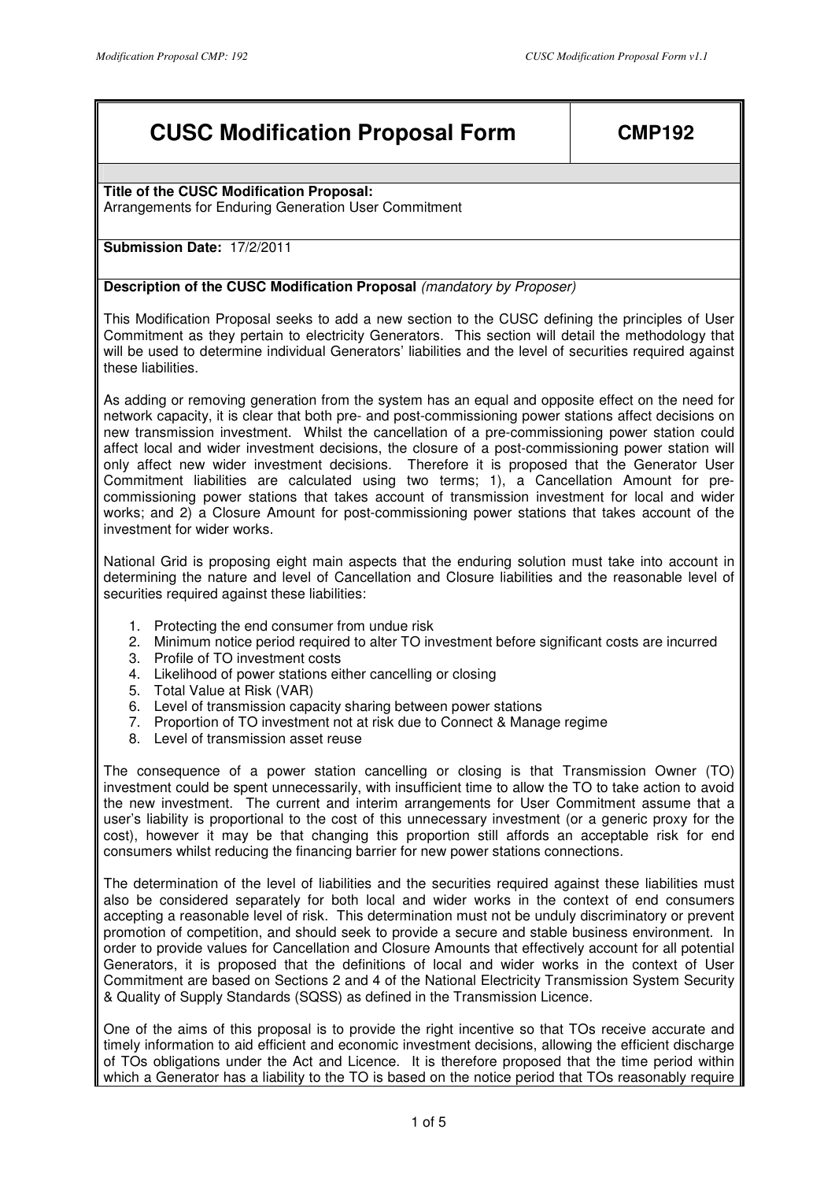# CUSC Modification Proposal Form — CMP192

**Title of the CUSC Modification Proposal:**
Arrangements for Enduring Generation User Commitment

**Submission Date:** 17/2/2011

**Description of the CUSC Modification Proposal** *(mandatory by Proposer)*

This Modification Proposal seeks to add a new section to the CUSC defining the principles of User Commitment as they pertain to electricity Generators. This section will detail the methodology that will be used to determine individual Generators' liabilities and the level of securities required against these liabilities.

As adding or removing generation from the system has an equal and opposite effect on the need for network capacity, it is clear that both pre- and post-commissioning power stations affect decisions on new transmission investment. Whilst the cancellation of a pre-commissioning power station could affect local and wider investment decisions, the closure of a post-commissioning power station will only affect new wider investment decisions. Therefore it is proposed that the Generator User Commitment liabilities are calculated using two terms; 1), a Cancellation Amount for pre-commissioning power stations that takes account of transmission investment for local and wider works; and 2) a Closure Amount for post-commissioning power stations that takes account of the investment for wider works.

National Grid is proposing eight main aspects that the enduring solution must take into account in determining the nature and level of Cancellation and Closure liabilities and the reasonable level of securities required against these liabilities:

1. Protecting the end consumer from undue risk
2. Minimum notice period required to alter TO investment before significant costs are incurred
3. Profile of TO investment costs
4. Likelihood of power stations either cancelling or closing
5. Total Value at Risk (VAR)
6. Level of transmission capacity sharing between power stations
7. Proportion of TO investment not at risk due to Connect & Manage regime
8. Level of transmission asset reuse

The consequence of a power station cancelling or closing is that Transmission Owner (TO) investment could be spent unnecessarily, with insufficient time to allow the TO to take action to avoid the new investment. The current and interim arrangements for User Commitment assume that a user's liability is proportional to the cost of this unnecessary investment (or a generic proxy for the cost), however it may be that changing this proportion still affords an acceptable risk for end consumers whilst reducing the financing barrier for new power stations connections.

The determination of the level of liabilities and the securities required against these liabilities must also be considered separately for both local and wider works in the context of end consumers accepting a reasonable level of risk. This determination must not be unduly discriminatory or prevent promotion of competition, and should seek to provide a secure and stable business environment. In order to provide values for Cancellation and Closure Amounts that effectively account for all potential Generators, it is proposed that the definitions of local and wider works in the context of User Commitment are based on Sections 2 and 4 of the National Electricity Transmission System Security & Quality of Supply Standards (SQSS) as defined in the Transmission Licence.

One of the aims of this proposal is to provide the right incentive so that TOs receive accurate and timely information to aid efficient and economic investment decisions, allowing the efficient discharge of TOs obligations under the Act and Licence. It is therefore proposed that the time period within which a Generator has a liability to the TO is based on the notice period that TOs reasonably require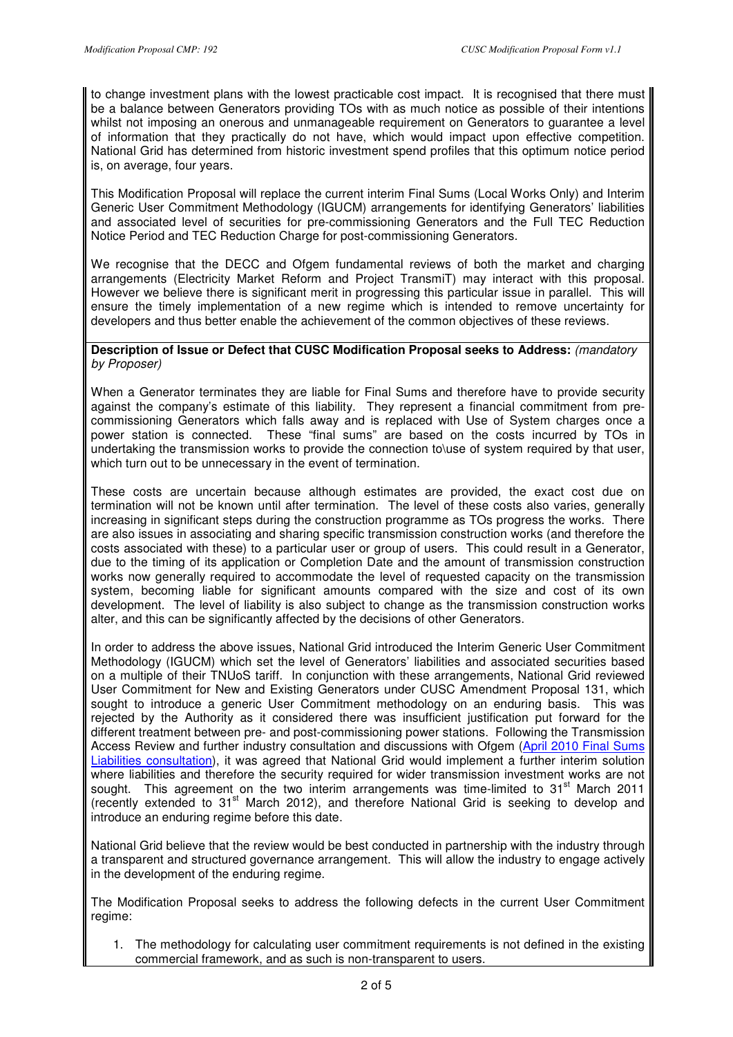to change investment plans with the lowest practicable cost impact. It is recognised that there must be a balance between Generators providing TOs with as much notice as possible of their intentions whilst not imposing an onerous and unmanageable requirement on Generators to guarantee a level of information that they practically do not have, which would impact upon effective competition. National Grid has determined from historic investment spend profiles that this optimum notice period is, on average, four years.

This Modification Proposal will replace the current interim Final Sums (Local Works Only) and Interim Generic User Commitment Methodology (IGUCM) arrangements for identifying Generators' liabilities and associated level of securities for pre-commissioning Generators and the Full TEC Reduction Notice Period and TEC Reduction Charge for post-commissioning Generators.

We recognise that the DECC and Ofgem fundamental reviews of both the market and charging arrangements (Electricity Market Reform and Project TransmiT) may interact with this proposal. However we believe there is significant merit in progressing this particular issue in parallel. This will ensure the timely implementation of a new regime which is intended to remove uncertainty for developers and thus better enable the achievement of the common objectives of these reviews.

**Description of Issue or Defect that CUSC Modification Proposal seeks to Address:** *(mandatory by Proposer)*

When a Generator terminates they are liable for Final Sums and therefore have to provide security against the company's estimate of this liability. They represent a financial commitment from pre-commissioning Generators which falls away and is replaced with Use of System charges once a power station is connected. These "final sums" are based on the costs incurred by TOs in undertaking the transmission works to provide the connection to\use of system required by that user, which turn out to be unnecessary in the event of termination.

These costs are uncertain because although estimates are provided, the exact cost due on termination will not be known until after termination. The level of these costs also varies, generally increasing in significant steps during the construction programme as TOs progress the works. There are also issues in associating and sharing specific transmission construction works (and therefore the costs associated with these) to a particular user or group of users. This could result in a Generator, due to the timing of its application or Completion Date and the amount of transmission construction works now generally required to accommodate the level of requested capacity on the transmission system, becoming liable for significant amounts compared with the size and cost of its own development. The level of liability is also subject to change as the transmission construction works alter, and this can be significantly affected by the decisions of other Generators.

In order to address the above issues, National Grid introduced the Interim Generic User Commitment Methodology (IGUCM) which set the level of Generators' liabilities and associated securities based on a multiple of their TNUoS tariff. In conjunction with these arrangements, National Grid reviewed User Commitment for New and Existing Generators under CUSC Amendment Proposal 131, which sought to introduce a generic User Commitment methodology on an enduring basis. This was rejected by the Authority as it considered there was insufficient justification put forward for the different treatment between pre- and post-commissioning power stations. Following the Transmission Access Review and further industry consultation and discussions with Ofgem (April 2010 Final Sums Liabilities consultation), it was agreed that National Grid would implement a further interim solution where liabilities and therefore the security required for wider transmission investment works are not sought. This agreement on the two interim arrangements was time-limited to 31st March 2011 (recently extended to 31st March 2012), and therefore National Grid is seeking to develop and introduce an enduring regime before this date.

National Grid believe that the review would be best conducted in partnership with the industry through a transparent and structured governance arrangement. This will allow the industry to engage actively in the development of the enduring regime.

The Modification Proposal seeks to address the following defects in the current User Commitment regime:

1. The methodology for calculating user commitment requirements is not defined in the existing commercial framework, and as such is non-transparent to users.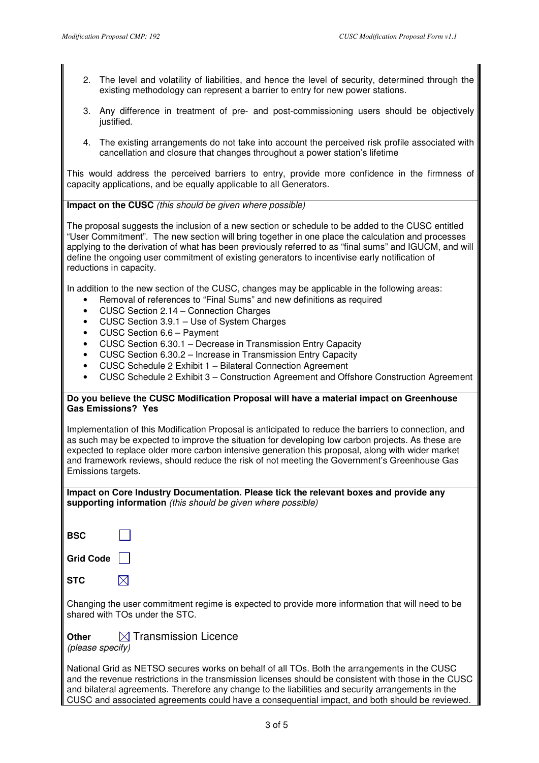2. The level and volatility of liabilities, and hence the level of security, determined through the existing methodology can represent a barrier to entry for new power stations.
3. Any difference in treatment of pre- and post-commissioning users should be objectively justified.
4. The existing arrangements do not take into account the perceived risk profile associated with cancellation and closure that changes throughout a power station's lifetime

This would address the perceived barriers to entry, provide more confidence in the firmness of capacity applications, and be equally applicable to all Generators.

**Impact on the CUSC** *(this should be given where possible)*

The proposal suggests the inclusion of a new section or schedule to be added to the CUSC entitled "User Commitment". The new section will bring together in one place the calculation and processes applying to the derivation of what has been previously referred to as "final sums" and IGUCM, and will define the ongoing user commitment of existing generators to incentivise early notification of reductions in capacity.

In addition to the new section of the CUSC, changes may be applicable in the following areas:

- Removal of references to "Final Sums" and new definitions as required
- CUSC Section 2.14 – Connection Charges
- CUSC Section 3.9.1 – Use of System Charges
- CUSC Section 6.6 – Payment
- CUSC Section 6.30.1 – Decrease in Transmission Entry Capacity
- CUSC Section 6.30.2 – Increase in Transmission Entry Capacity
- CUSC Schedule 2 Exhibit 1 – Bilateral Connection Agreement
- CUSC Schedule 2 Exhibit 3 – Construction Agreement and Offshore Construction Agreement

**Do you believe the CUSC Modification Proposal will have a material impact on Greenhouse Gas Emissions? Yes**

Implementation of this Modification Proposal is anticipated to reduce the barriers to connection, and as such may be expected to improve the situation for developing low carbon projects. As these are expected to replace older more carbon intensive generation this proposal, along with wider market and framework reviews, should reduce the risk of not meeting the Government's Greenhouse Gas Emissions targets.

**Impact on Core Industry Documentation. Please tick the relevant boxes and provide any supporting information** *(this should be given where possible)*

**BSC** ☐

**Grid Code** ☐

**STC** ☒

Changing the user commitment regime is expected to provide more information that will need to be shared with TOs under the STC.

**Other** *(please specify)* ☒ Transmission Licence

National Grid as NETSO secures works on behalf of all TOs. Both the arrangements in the CUSC and the revenue restrictions in the transmission licenses should be consistent with those in the CUSC and bilateral agreements. Therefore any change to the liabilities and security arrangements in the CUSC and associated agreements could have a consequential impact, and both should be reviewed.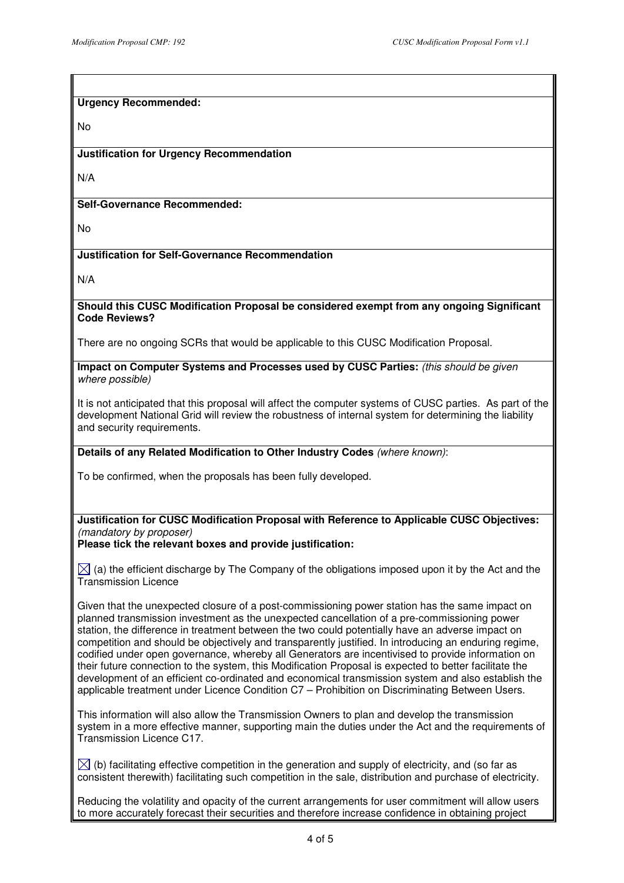**Urgency Recommended:**

No

**Justification for Urgency Recommendation**

N/A

**Self-Governance Recommended:**

No

**Justification for Self-Governance Recommendation**

N/A

**Should this CUSC Modification Proposal be considered exempt from any ongoing Significant Code Reviews?**

There are no ongoing SCRs that would be applicable to this CUSC Modification Proposal.

**Impact on Computer Systems and Processes used by CUSC Parties:** *(this should be given where possible)*

It is not anticipated that this proposal will affect the computer systems of CUSC parties. As part of the development National Grid will review the robustness of internal system for determining the liability and security requirements.

**Details of any Related Modification to Other Industry Codes** *(where known)*:

To be confirmed, when the proposals has been fully developed.

**Justification for CUSC Modification Proposal with Reference to Applicable CUSC Objectives:** *(mandatory by proposer)*
**Please tick the relevant boxes and provide justification:**

☒ (a) the efficient discharge by The Company of the obligations imposed upon it by the Act and the Transmission Licence

Given that the unexpected closure of a post-commissioning power station has the same impact on planned transmission investment as the unexpected cancellation of a pre-commissioning power station, the difference in treatment between the two could potentially have an adverse impact on competition and should be objectively and transparently justified. In introducing an enduring regime, codified under open governance, whereby all Generators are incentivised to provide information on their future connection to the system, this Modification Proposal is expected to better facilitate the development of an efficient co-ordinated and economical transmission system and also establish the applicable treatment under Licence Condition C7 – Prohibition on Discriminating Between Users.

This information will also allow the Transmission Owners to plan and develop the transmission system in a more effective manner, supporting main the duties under the Act and the requirements of Transmission Licence C17.

☒ (b) facilitating effective competition in the generation and supply of electricity, and (so far as consistent therewith) facilitating such competition in the sale, distribution and purchase of electricity.

Reducing the volatility and opacity of the current arrangements for user commitment will allow users to more accurately forecast their securities and therefore increase confidence in obtaining project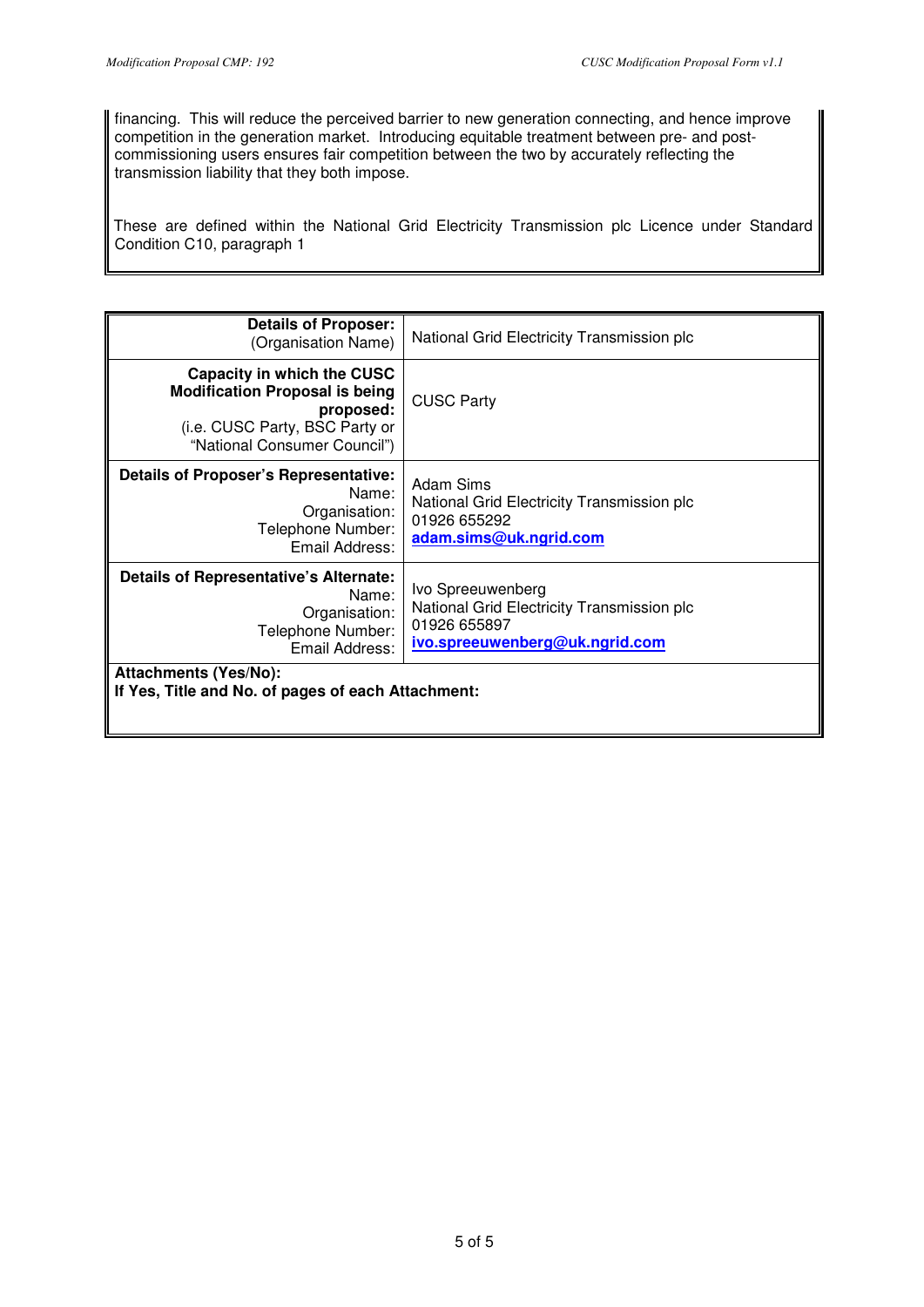financing. This will reduce the perceived barrier to new generation connecting, and hence improve competition in the generation market. Introducing equitable treatment between pre- and post-commissioning users ensures fair competition between the two by accurately reflecting the transmission liability that they both impose.

These are defined within the National Grid Electricity Transmission plc Licence under Standard Condition C10, paragraph 1

| | |
|---|---|
| **Details of Proposer:** (Organisation Name) | National Grid Electricity Transmission plc |
| **Capacity in which the CUSC Modification Proposal is being proposed:** (i.e. CUSC Party, BSC Party or "National Consumer Council") | CUSC Party |
| **Details of Proposer's Representative:** Name: Organisation: Telephone Number: Email Address: | Adam Sims<br>National Grid Electricity Transmission plc<br>01926 655292<br>**adam.sims@uk.ngrid.com** |
| **Details of Representative's Alternate:** Name: Organisation: Telephone Number: Email Address: | Ivo Spreeuwenberg<br>National Grid Electricity Transmission plc<br>01926 655897<br>**ivo.spreeuwenberg@uk.ngrid.com** |
| **Attachments (Yes/No):**<br>**If Yes, Title and No. of pages of each Attachment:** | |